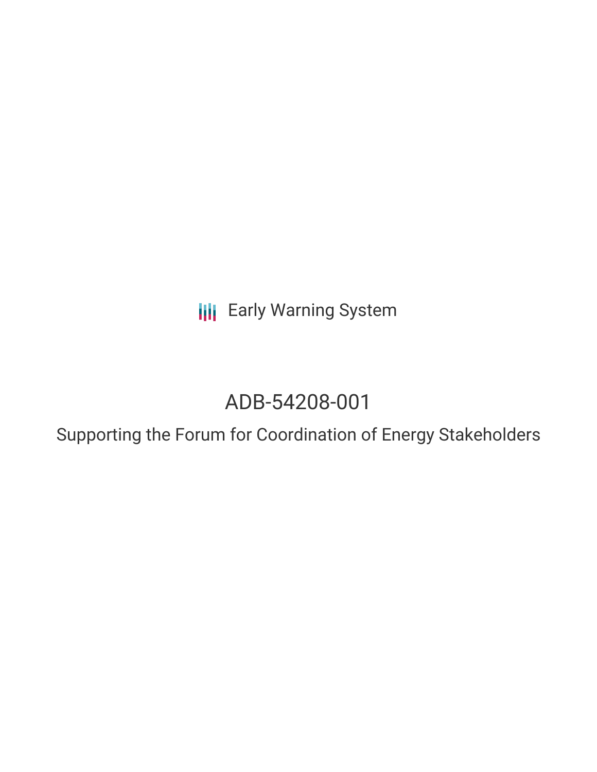Early Warning System

# ADB-54208-001

## Supporting the Forum for Coordination of Energy Stakeholders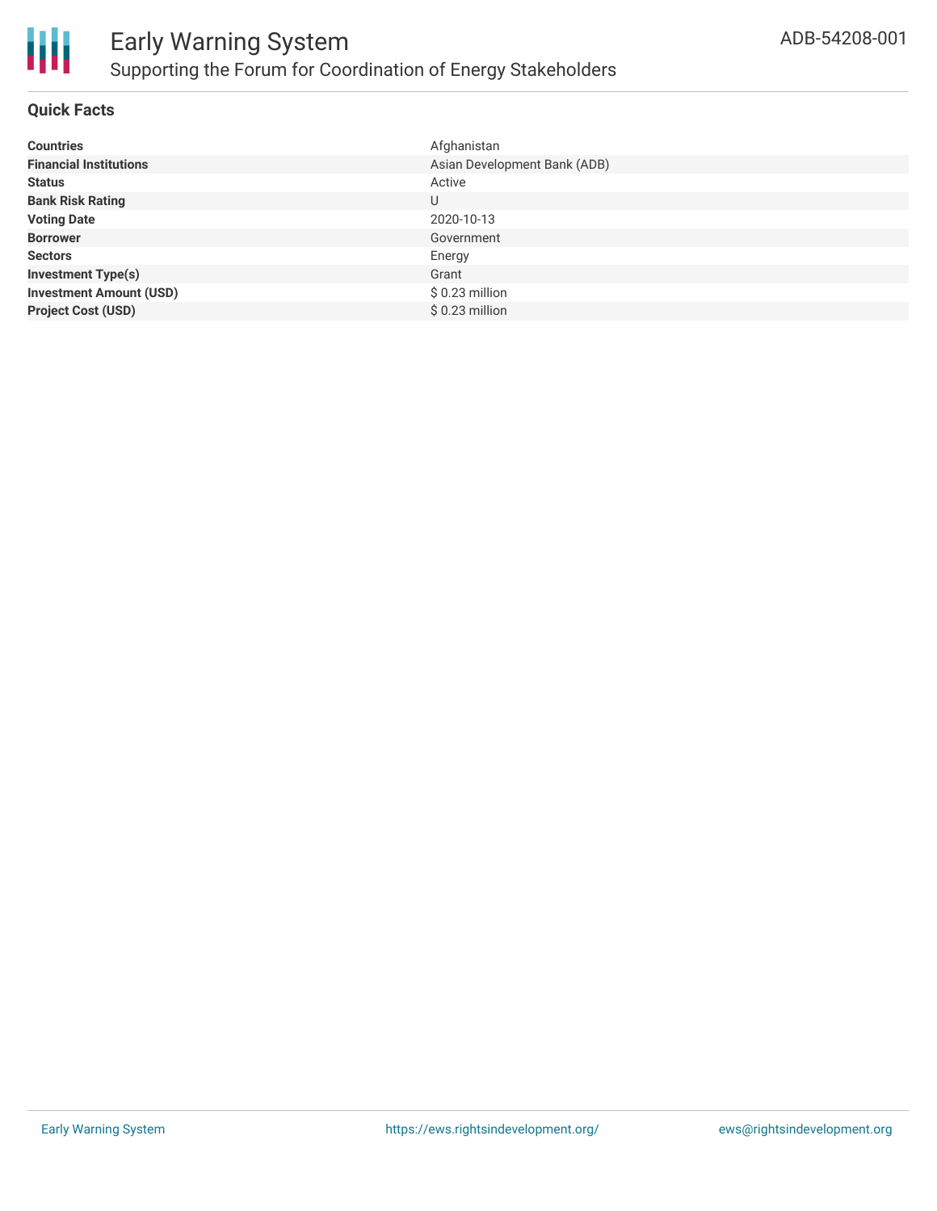# Early Warning System

## Supporting the Forum for Coordination of Energy Stakeholders

ADB-54208-001

### Quick Facts

| | |
|---|---|
| **Countries** | Afghanistan |
| **Financial Institutions** | Asian Development Bank (ADB) |
| **Status** | Active |
| **Bank Risk Rating** | U |
| **Voting Date** | 2020-10-13 |
| **Borrower** | Government |
| **Sectors** | Energy |
| **Investment Type(s)** | Grant |
| **Investment Amount (USD)** | $ 0.23 million |
| **Project Cost (USD)** | $ 0.23 million |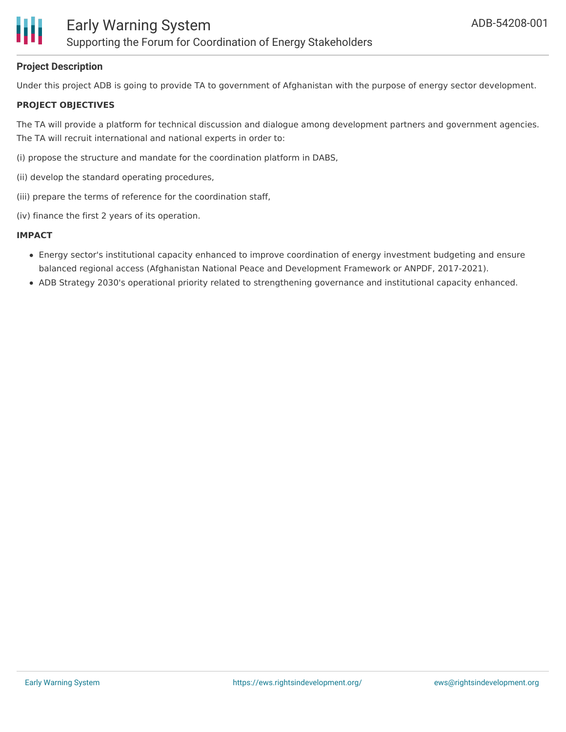## Project Description

Under this project ADB is going to provide TA to government of Afghanistan with the purpose of energy sector development.

### PROJECT OBJECTIVES

The TA will provide a platform for technical discussion and dialogue among development partners and government agencies. The TA will recruit international and national experts in order to:

(i) propose the structure and mandate for the coordination platform in DABS,

(ii) develop the standard operating procedures,

(iii) prepare the terms of reference for the coordination staff,

(iv) finance the first 2 years of its operation.

### IMPACT

- Energy sector's institutional capacity enhanced to improve coordination of energy investment budgeting and ensure balanced regional access (Afghanistan National Peace and Development Framework or ANPDF, 2017-2021).
- ADB Strategy 2030's operational priority related to strengthening governance and institutional capacity enhanced.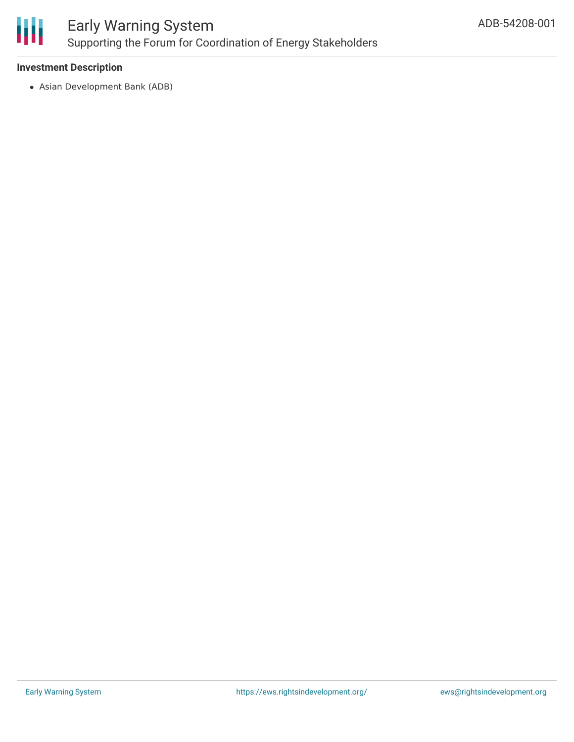**Investment Description**

- Asian Development Bank (ADB)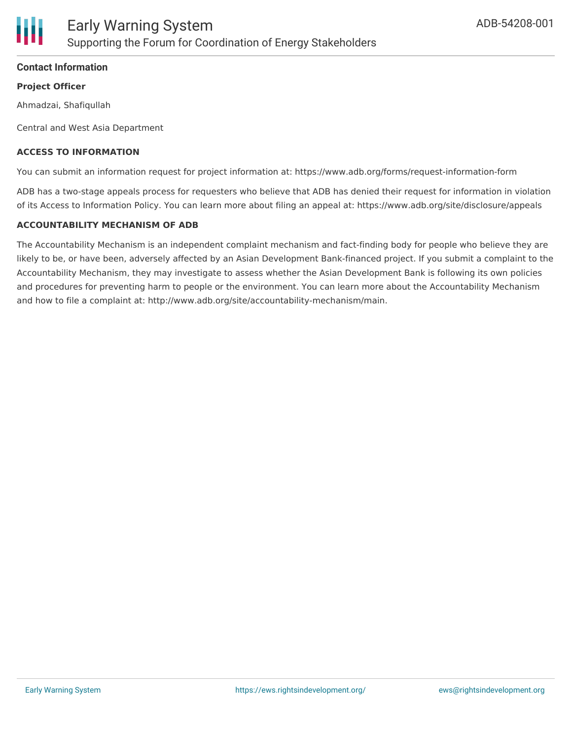**Contact Information**

**Project Officer**

Ahmadzai, Shafiqullah

Central and West Asia Department

**ACCESS TO INFORMATION**

You can submit an information request for project information at: https://www.adb.org/forms/request-information-form

ADB has a two-stage appeals process for requesters who believe that ADB has denied their request for information in violation of its Access to Information Policy. You can learn more about filing an appeal at: https://www.adb.org/site/disclosure/appeals

**ACCOUNTABILITY MECHANISM OF ADB**

The Accountability Mechanism is an independent complaint mechanism and fact-finding body for people who believe they are likely to be, or have been, adversely affected by an Asian Development Bank-financed project. If you submit a complaint to the Accountability Mechanism, they may investigate to assess whether the Asian Development Bank is following its own policies and procedures for preventing harm to people or the environment. You can learn more about the Accountability Mechanism and how to file a complaint at: http://www.adb.org/site/accountability-mechanism/main.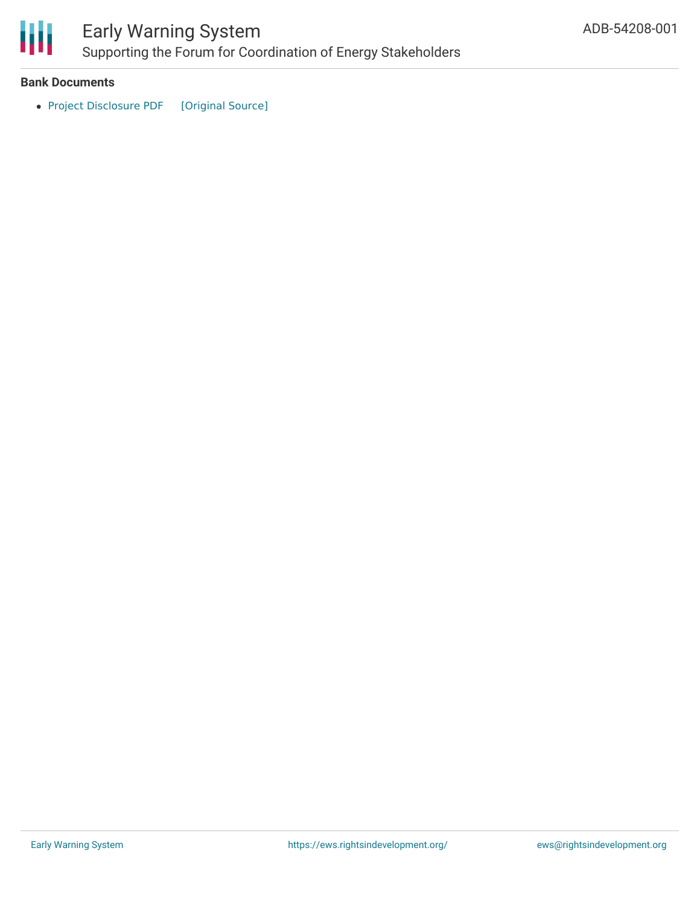**Bank Documents**

- Project Disclosure PDF [Original Source]